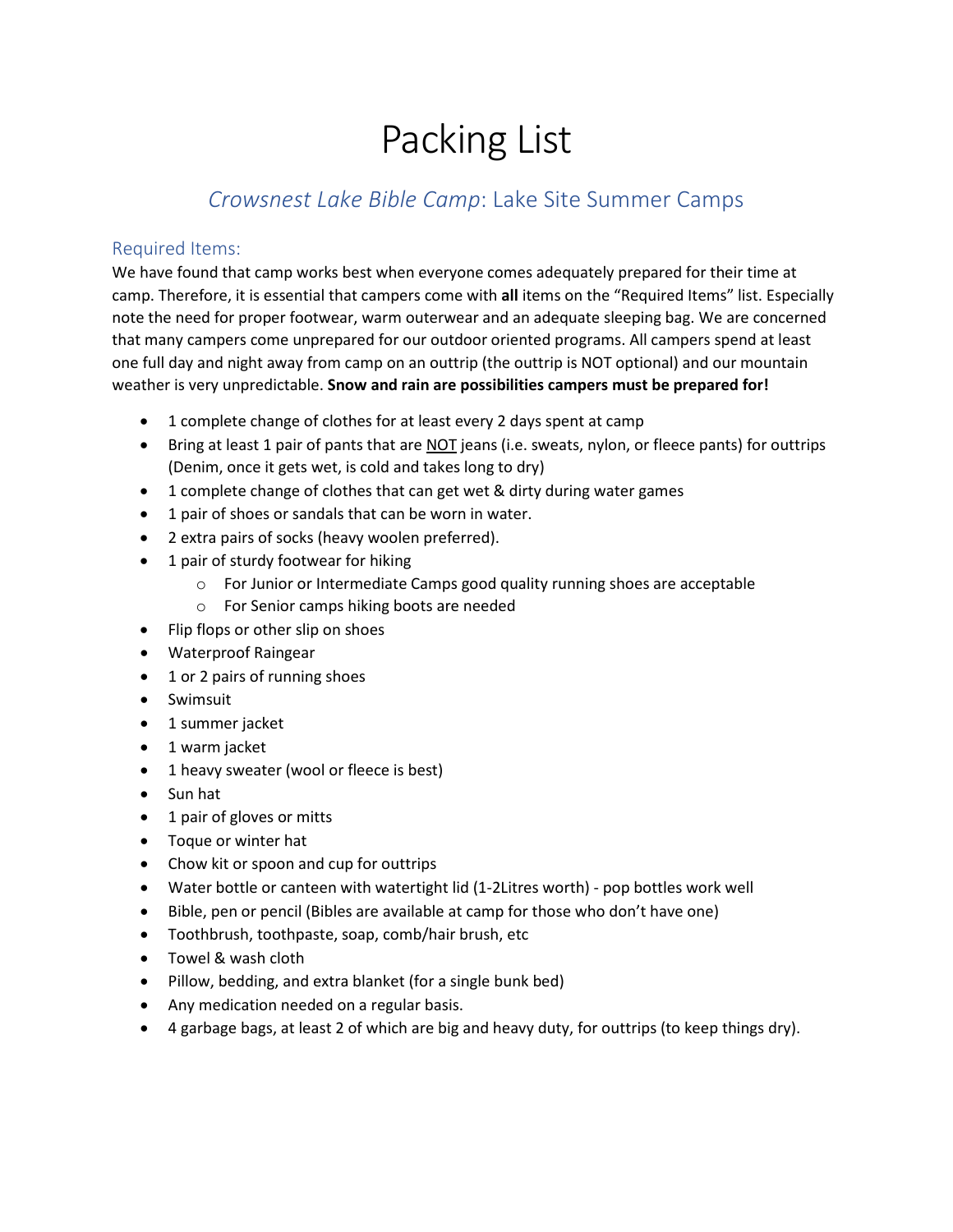# Packing List

## *Crowsnest Lake Bible Camp*: Lake Site Summer Camps

### Required Items:

We have found that camp works best when everyone comes adequately prepared for their time at camp. Therefore, it is essential that campers come with **all** items on the "Required Items" list. Especially note the need for proper footwear, warm outerwear and an adequate sleeping bag. We are concerned that many campers come unprepared for our outdoor oriented programs. All campers spend at least one full day and night away from camp on an outtrip (the outtrip is NOT optional) and our mountain weather is very unpredictable. **Snow and rain are possibilities campers must be prepared for!**

- 1 complete change of clothes for at least every 2 days spent at camp
- Bring at least 1 pair of pants that are <u>NOT</u> jeans (i.e. sweats, nylon, or fleece pants) for outtrips (Denim, once it gets wet, is cold and takes long to dry)
- 1 complete change of clothes that can get wet & dirty during water games
- 1 pair of shoes or sandals that can be worn in water.
- 2 extra pairs of socks (heavy woolen preferred).
- 1 pair of sturdy footwear for hiking
  - For Junior or Intermediate Camps good quality running shoes are acceptable
  - For Senior camps hiking boots are needed
- Flip flops or other slip on shoes
- Waterproof Raingear
- 1 or 2 pairs of running shoes
- Swimsuit
- 1 summer jacket
- 1 warm jacket
- 1 heavy sweater (wool or fleece is best)
- Sun hat
- 1 pair of gloves or mitts
- Toque or winter hat
- Chow kit or spoon and cup for outtrips
- Water bottle or canteen with watertight lid (1-2Litres worth) - pop bottles work well
- Bible, pen or pencil (Bibles are available at camp for those who don't have one)
- Toothbrush, toothpaste, soap, comb/hair brush, etc
- Towel & wash cloth
- Pillow, bedding, and extra blanket (for a single bunk bed)
- Any medication needed on a regular basis.
- 4 garbage bags, at least 2 of which are big and heavy duty, for outtrips (to keep things dry).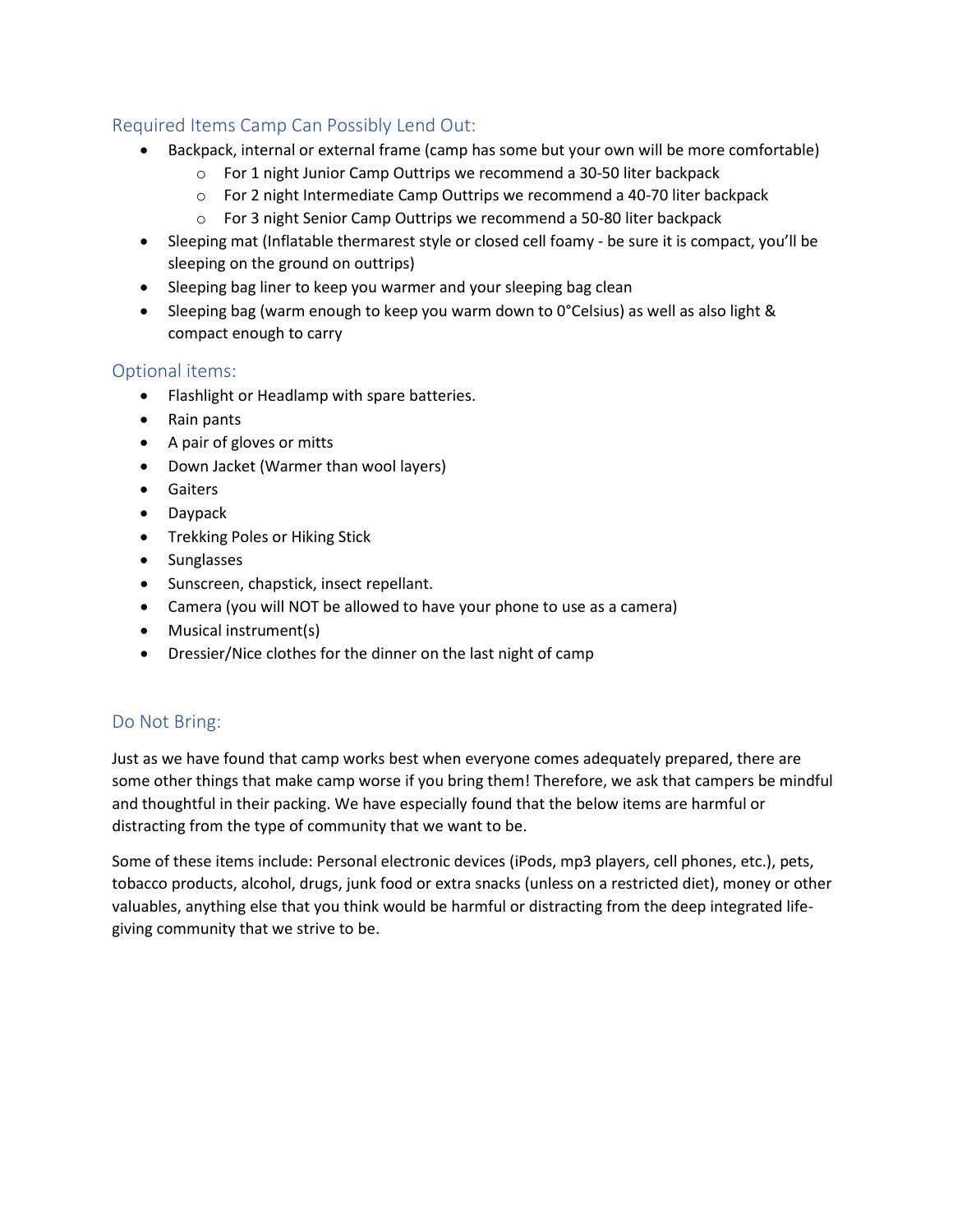## Required Items Camp Can Possibly Lend Out:

- Backpack, internal or external frame (camp has some but your own will be more comfortable)
  - For 1 night Junior Camp Outtrips we recommend a 30-50 liter backpack
  - For 2 night Intermediate Camp Outtrips we recommend a 40-70 liter backpack
  - For 3 night Senior Camp Outtrips we recommend a 50-80 liter backpack
- Sleeping mat (Inflatable thermarest style or closed cell foamy - be sure it is compact, you'll be sleeping on the ground on outtrips)
- Sleeping bag liner to keep you warmer and your sleeping bag clean
- Sleeping bag (warm enough to keep you warm down to 0°Celsius) as well as also light & compact enough to carry

## Optional items:

- Flashlight or Headlamp with spare batteries.
- Rain pants
- A pair of gloves or mitts
- Down Jacket (Warmer than wool layers)
- Gaiters
- Daypack
- Trekking Poles or Hiking Stick
- Sunglasses
- Sunscreen, chapstick, insect repellant.
- Camera (you will NOT be allowed to have your phone to use as a camera)
- Musical instrument(s)
- Dressier/Nice clothes for the dinner on the last night of camp

## Do Not Bring:

Just as we have found that camp works best when everyone comes adequately prepared, there are some other things that make camp worse if you bring them! Therefore, we ask that campers be mindful and thoughtful in their packing. We have especially found that the below items are harmful or distracting from the type of community that we want to be.

Some of these items include: Personal electronic devices (iPods, mp3 players, cell phones, etc.), pets, tobacco products, alcohol, drugs, junk food or extra snacks (unless on a restricted diet), money or other valuables, anything else that you think would be harmful or distracting from the deep integrated life-giving community that we strive to be.